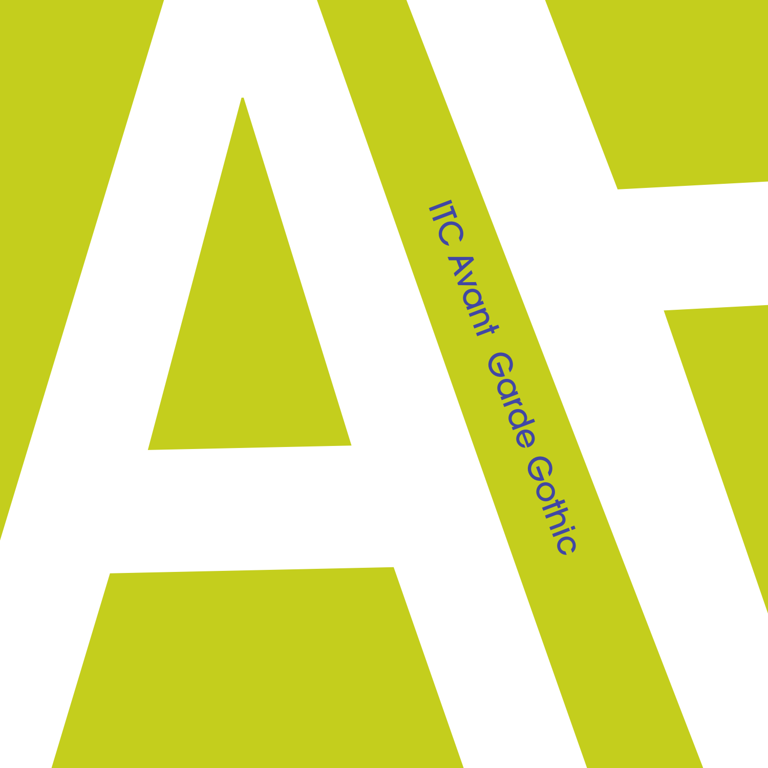# ITC Avant Garde Gothic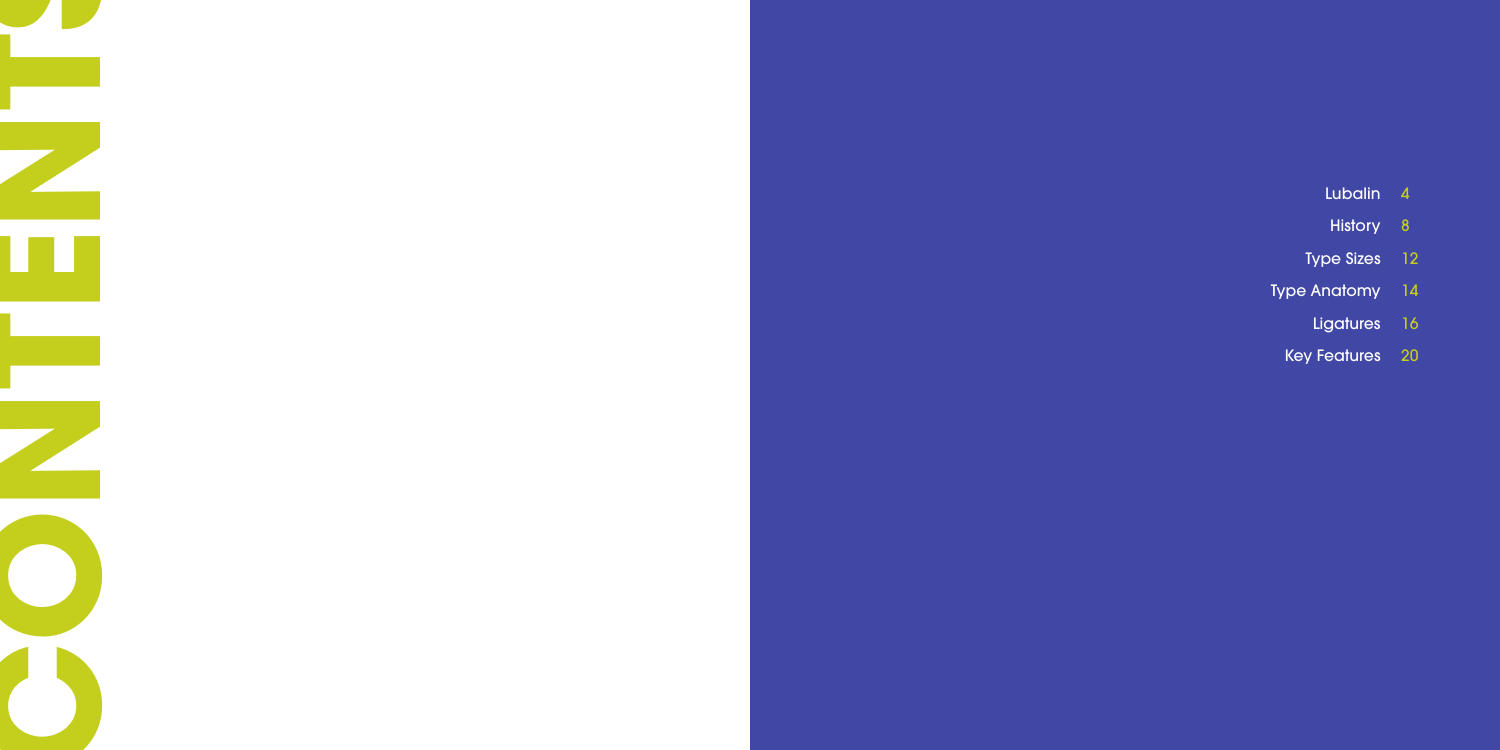# CONTENTS

| | |
|---|---|
| Lubalin | 4 |
| History | 8 |
| Type Sizes | 12 |
| Type Anatomy | 14 |
| Ligatures | 16 |
| Key Features | 20 |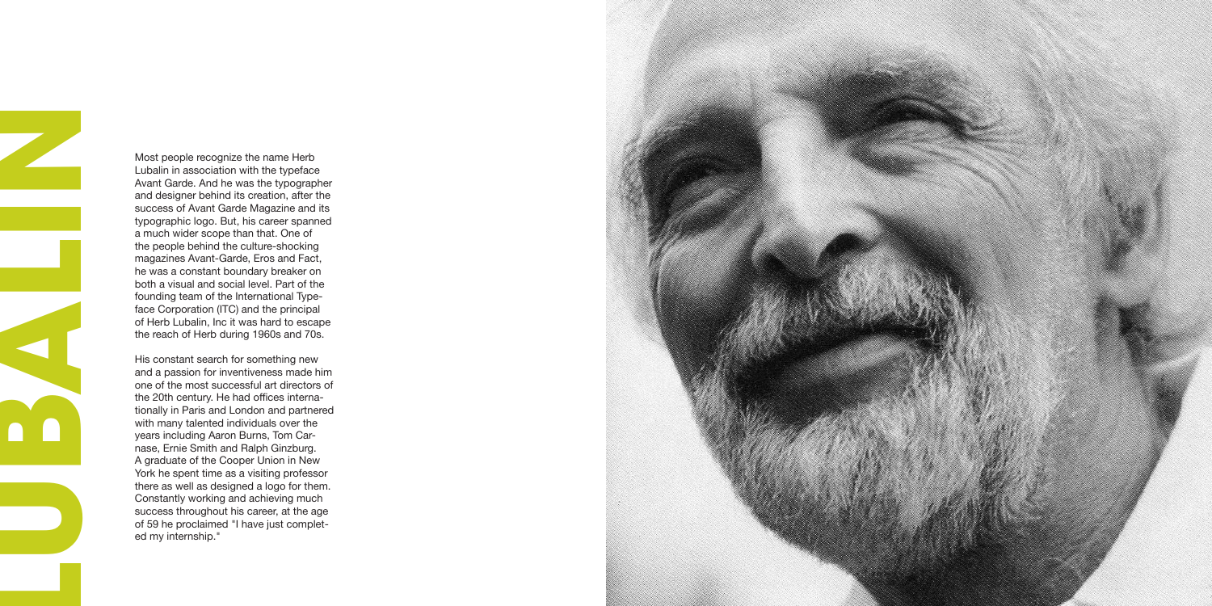# LUBALIN

Most people recognize the name Herb Lubalin in association with the typeface Avant Garde. And he was the typographer and designer behind its creation, after the success of Avant Garde Magazine and its typographic logo. But, his career spanned a much wider scope than that. One of the people behind the culture-shocking magazines Avant-Garde, Eros and Fact, he was a constant boundary breaker on both a visual and social level. Part of the founding team of the International Typeface Corporation (ITC) and the principal of Herb Lubalin, Inc it was hard to escape the reach of Herb during 1960s and 70s.

His constant search for something new and a passion for inventiveness made him one of the most successful art directors of the 20th century. He had offices internationally in Paris and London and partnered with many talented individuals over the years including Aaron Burns, Tom Carnase, Ernie Smith and Ralph Ginzburg. A graduate of the Cooper Union in New York he spent time as a visiting professor there as well as designed a logo for them. Constantly working and achieving much success throughout his career, at the age of 59 he proclaimed "I have just completed my internship."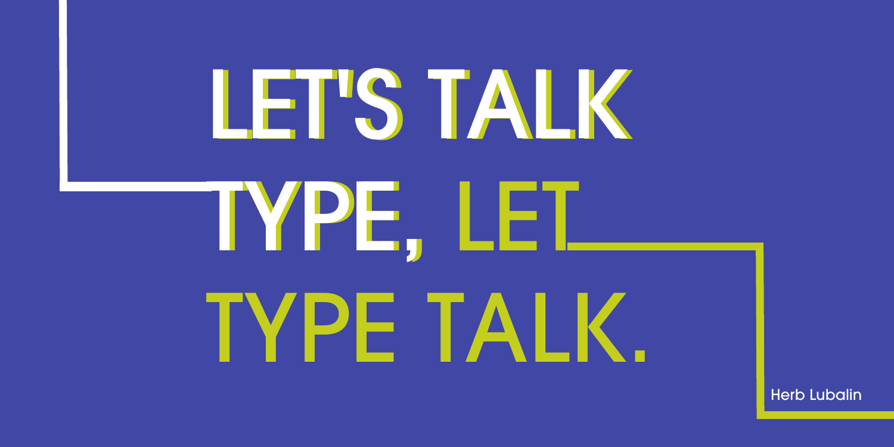# LET'S TALK TYPE, LET TYPE TALK.

Herb Lubalin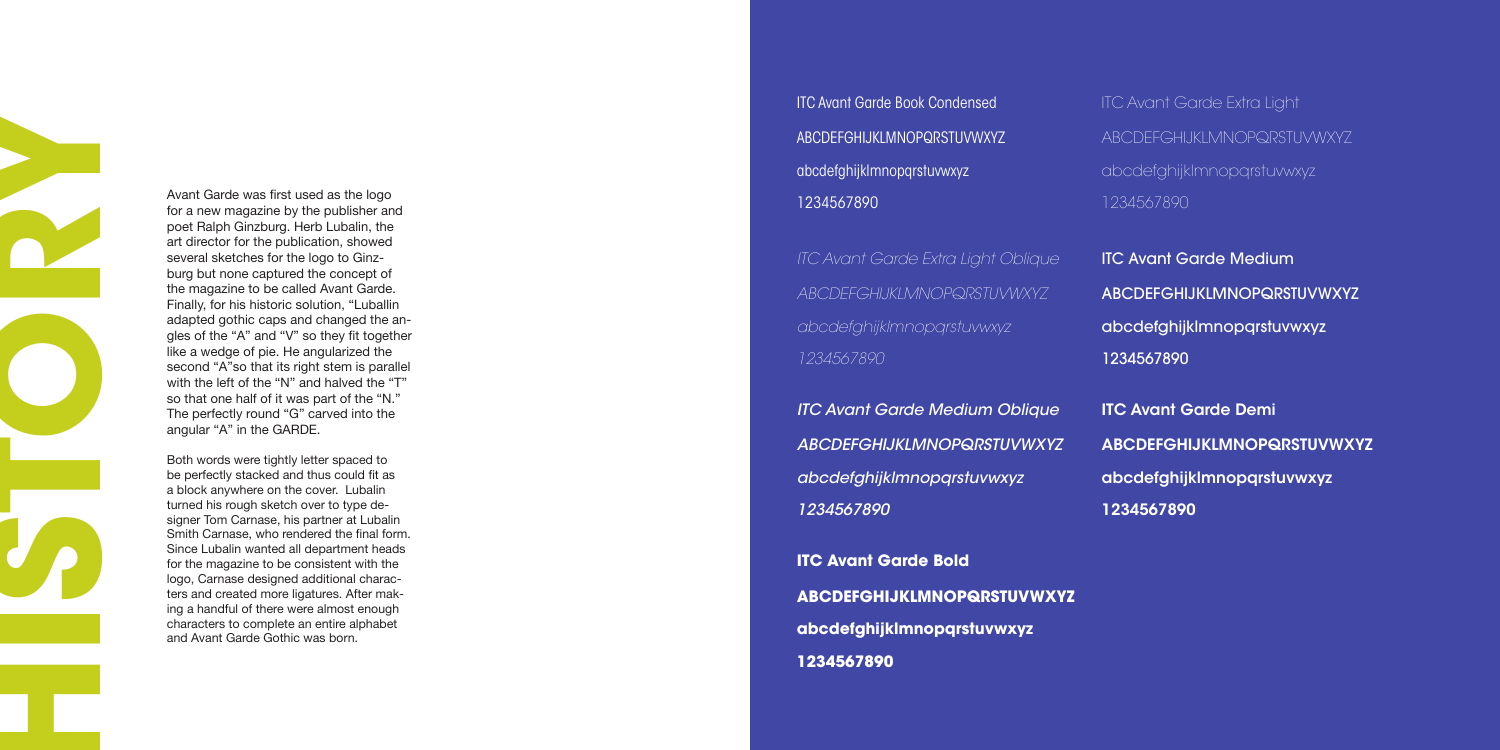# HISTORY

Avant Garde was first used as the logo for a new magazine by the publisher and poet Ralph Ginzburg. Herb Lubalin, the art director for the publication, showed several sketches for the logo to Ginzburg but none captured the concept of the magazine to be called Avant Garde. Finally, for his historic solution, "Luballin adapted gothic caps and changed the angles of the "A" and "V" so they fit together like a wedge of pie. He angularized the second "A"so that its right stem is parallel with the left of the "N" and halved the "T" so that one half of it was part of the "N." The perfectly round "G" carved into the angular "A" in the GARDE.

Both words were tightly letter spaced to be perfectly stacked and thus could fit as a block anywhere on the cover. Lubalin turned his rough sketch over to type designer Tom Carnase, his partner at Lubalin Smith Carnase, who rendered the final form. Since Lubalin wanted all department heads for the magazine to be consistent with the logo, Carnase designed additional characters and created more ligatures. After making a handful of there were almost enough characters to complete an entire alphabet and Avant Garde Gothic was born.

ITC Avant Garde Book Condensed

ABCDEFGHIJKLMNOPQRSTUVWXYZ

abcdefghijklmnopqrstuvwxyz

1234567890

ITC Avant Garde Extra Light

ABCDEFGHIJKLMNOPQRSTUVWXYZ

abcdefghijklmnopqrstuvwxyz

1234567890

*ITC Avant Garde Extra Light Oblique*

*ABCDEFGHIJKLMNOPQRSTUVWXYZ*

*abcdefghijklmnopqrstuvwxyz*

*1234567890*

ITC Avant Garde Medium

ABCDEFGHIJKLMNOPQRSTUVWXYZ

abcdefghijklmnopqrstuvwxyz

1234567890

*ITC Avant Garde Medium Oblique*

*ABCDEFGHIJKLMNOPQRSTUVWXYZ*

*abcdefghijklmnopqrstuvwxyz*

*1234567890*

**ITC Avant Garde Demi**

**ABCDEFGHIJKLMNOPQRSTUVWXYZ**

**abcdefghijklmnopqrstuvwxyz**

**1234567890**

**ITC Avant Garde Bold**

**ABCDEFGHIJKLMNOPQRSTUVWXYZ**

**abcdefghijklmnopqrstuvwxyz**

**1234567890**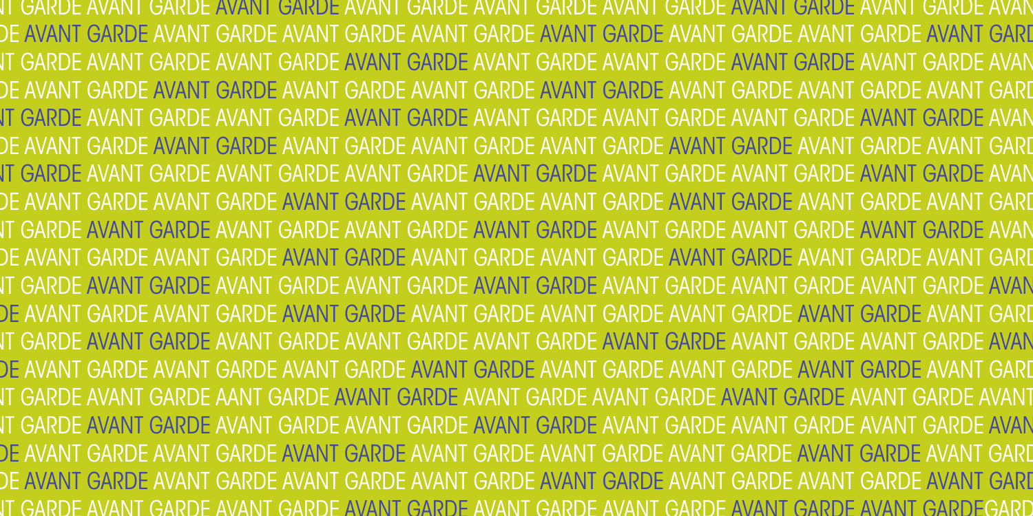T GARDE AVANT GARDE AVANT GARDE AVANT GARDE AVANT GARDE AVANT GARDE AVANT GARDE AVANT GARDE AVAN
DE AVANT GARDE AVANT GARDE AVANT GARDE AVANT GARDE AVANT GARDE AVANT GARDE AVANT GARDE AVANT GARD
T GARDE AVANT GARDE AVANT GARDE AVANT GARDE AVANT GARDE AVANT GARDE AVANT GARDE AVANT GARDE AVAN
DE AVANT GARDE AVANT GARDE AVANT GARDE AVANT GARDE AVANT GARDE AVANT GARDE AVANT GARDE AVANT GARD
T GARDE AVANT GARDE AVANT GARDE AVANT GARDE AVANT GARDE AVANT GARDE AVANT GARDE AVANT GARDE AVAN
DE AVANT GARDE AVANT GARDE AVANT GARDE AVANT GARDE AVANT GARDE AVANT GARDE AVANT GARDE AVANT GARD
T GARDE AVANT GARDE AVANT GARDE AVANT GARDE AVANT GARDE AVANT GARDE AVANT GARDE AVANT GARDE AVAN
DE AVANT GARDE AVANT GARDE AVANT GARDE AVANT GARDE AVANT GARDE AVANT GARDE AVANT GARDE AVANT GARD
T GARDE AVANT GARDE AVANT GARDE AVANT GARDE AVANT GARDE AVANT GARDE AVANT GARDE AVANT GARDE AVAN
DE AVANT GARDE AVANT GARDE AVANT GARDE AVANT GARDE AVANT GARDE AVANT GARDE AVANT GARDE AVANT GARD
T GARDE AVANT GARDE AVANT GARDE AVANT GARDE AVANT GARDE AVANT GARDE AVANT GARDE AVANT GARDE AVAN
DE AVANT GARDE AVANT GARDE AVANT GARDE AVANT GARDE AVANT GARDE AVANT GARDE AVANT GARDE AVANT GARD
T GARDE AVANT GARDE AVANT GARDE AVANT GARDE AVANT GARDE AVANT GARDE AVANT GARDE AVANT GARDE AVAN
DE AVANT GARDE AVANT GARDE AVANT GARDE AVANT GARDE AVANT GARDE AVANT GARDE AVANT GARDE AVANT GARD
T GARDE AVANT GARDE AANT GARDE AVANT GARDE AVANT GARDE AVANT GARDE AVANT GARDE AVANT GARDE AVANT
T GARDE AVANT GARDE AVANT GARDE AVANT GARDE AVANT GARDE AVANT GARDE AVANT GARDE AVANT GARDE AVAN
DE AVANT GARDE AVANT GARDE AVANT GARDE AVANT GARDE AVANT GARDE AVANT GARDE AVANT GARDE AVANT GARD
DE AVANT GARDE AVANT GARDE AVANT GARDE AVANT GARDE AVANT GARDE AVANT GARDE AVANT GARDE AVANT GARD
T GARDE AVANT GARDE AVANT GARDE AVANT GARDE AVANT GARDE AVANT GARDE AVANT GARDE AVANT GARDEGARD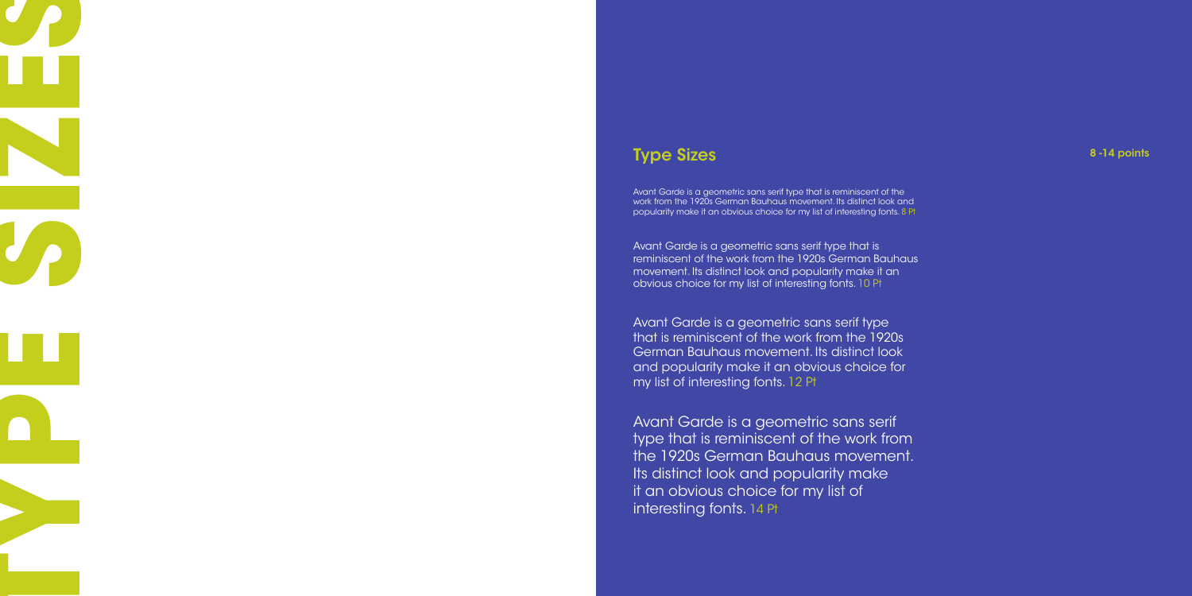TYPE SIZES

## Type Sizes

8 -14 points

Avant Garde is a geometric sans serif type that is reminiscent of the work from the 1920s German Bauhaus movement. Its distinct look and popularity make it an obvious choice for my list of interesting fonts. 8 Pt

Avant Garde is a geometric sans serif type that is reminiscent of the work from the 1920s German Bauhaus movement. Its distinct look and popularity make it an obvious choice for my list of interesting fonts. 10 Pt

Avant Garde is a geometric sans serif type that is reminiscent of the work from the 1920s German Bauhaus movement. Its distinct look and popularity make it an obvious choice for my list of interesting fonts. 12 Pt

Avant Garde is a geometric sans serif type that is reminiscent of the work from the 1920s German Bauhaus movement. Its distinct look and popularity make it an obvious choice for my list of interesting fonts. 14 Pt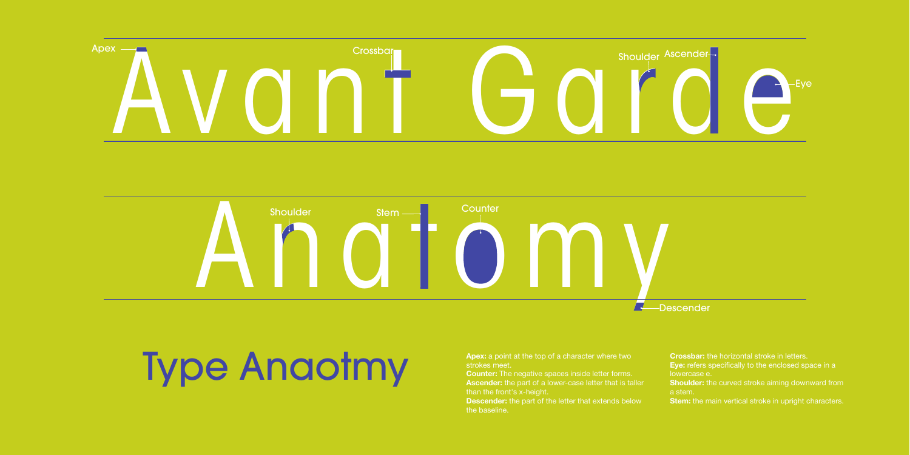Avant Garde

Apex
Crossbar
Shoulder
Ascender
Eye

Anatomy

Shoulder
Stem
Counter
Descender

# Type Anaotmy

**Apex:** a point at the top of a character where two strokes meet.
**Counter:** The negative spaces inside letter forms.
**Ascender:** the part of a lower-case letter that is taller than the front's x-height.
**Descender:** the part of the letter that extends below the baseline.

**Crossbar:** the horizontal stroke in letters.
**Eye:** refers specifically to the enclosed space in a lowercase e.
**Shoulder:** the curved stroke aiming downward from a stem.
**Stem:** the main vertical stroke in upright characters.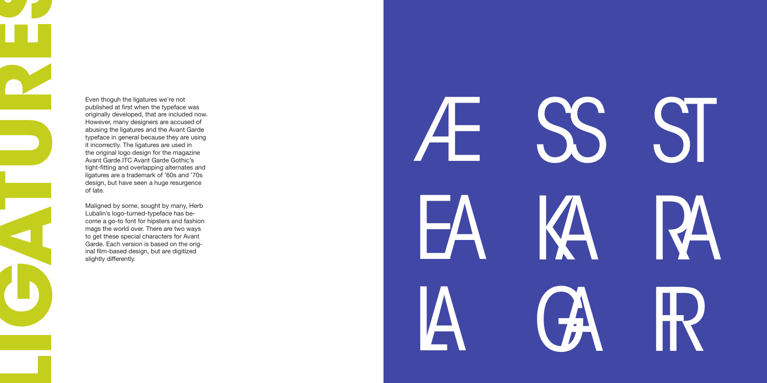# LIGATURES

Even thoguh the ligatures we're not published at first when the typeface was originally developed, that are included now. However, many designers are accused of abusing the ligatures and the Avant Garde typeface in general because they are using it incorrectly. The ligatures are used in the original logo design for the magazine Avant Garde.ITC Avant Garde Gothic's tight-fitting and overlapping alternates and ligatures are a trademark of '60s and '70s design, but have seen a huge resurgence of late.

Maligned by some, sought by many, Herb Lubalin's logo-turned-typeface has become a go-to font for hipsters and fashion mags the world over. There are two ways to get these special characters for Avant Garde. Each version is based on the original film-based design, but are digitized slightly differently.

AE SS ST

EA KA RA

LA GA FR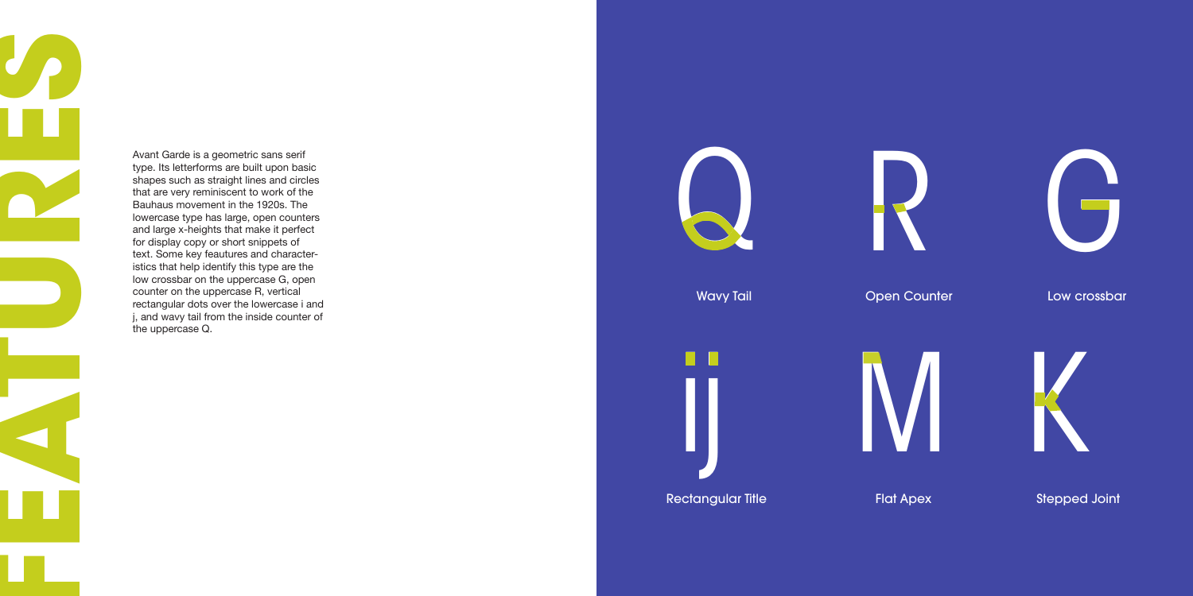# FEATURES

Avant Garde is a geometric sans serif type. Its letterforms are built upon basic shapes such as straight lines and circles that are very reminiscent to work of the Bauhaus movement in the 1920s. The lowercase type has large, open counters and large x-heights that make it perfect for display copy or short snippets of text. Some key feautures and characteristics that help identify this type are the low crossbar on the uppercase G, open counter on the uppercase R, vertical rectangular dots over the lowercase i and j, and wavy tail from the inside counter of the uppercase Q.

Q — Wavy Tail

R — Open Counter

G — Low crossbar

ij — Rectangular Title

M — Flat Apex

K — Stepped Joint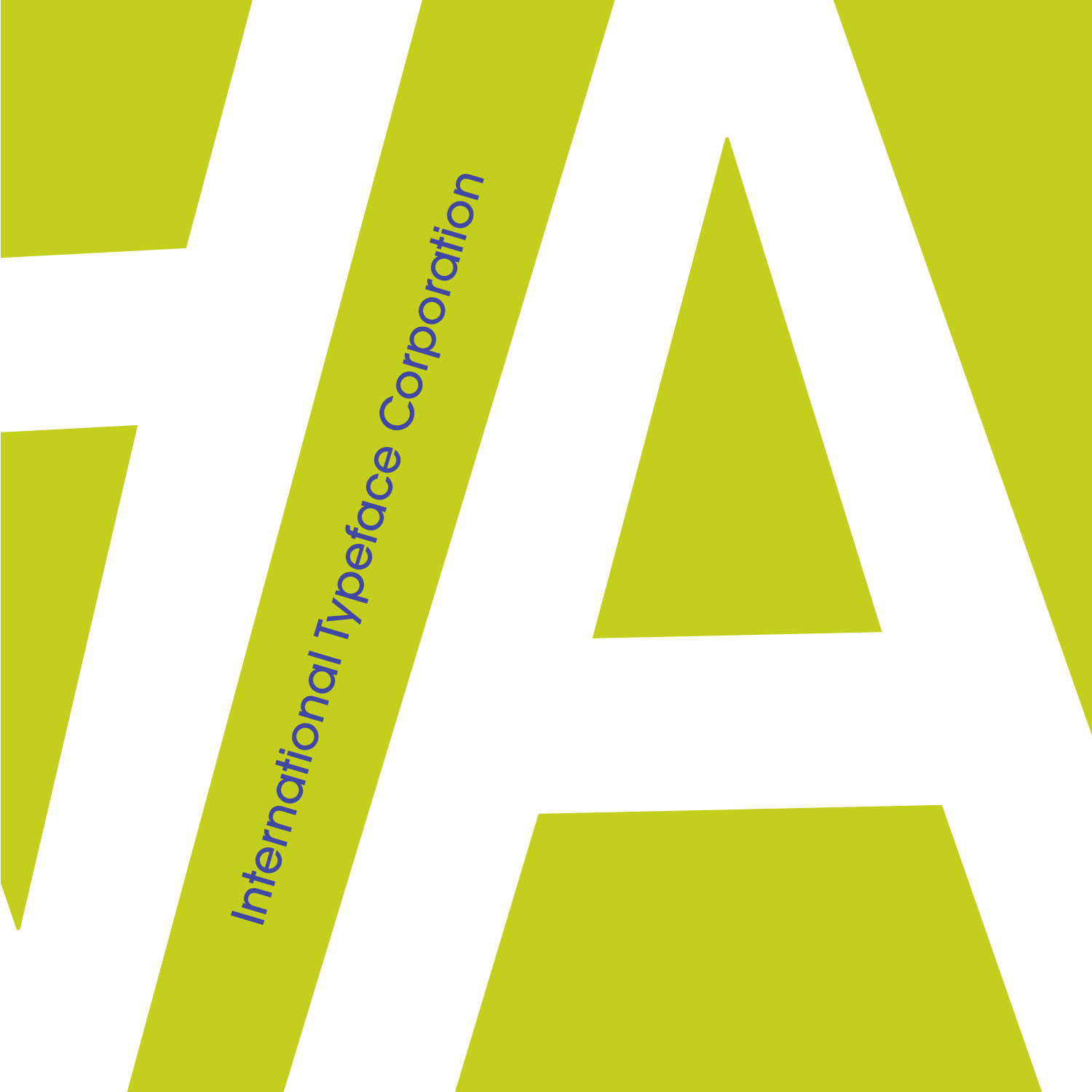International Typeface Corporation